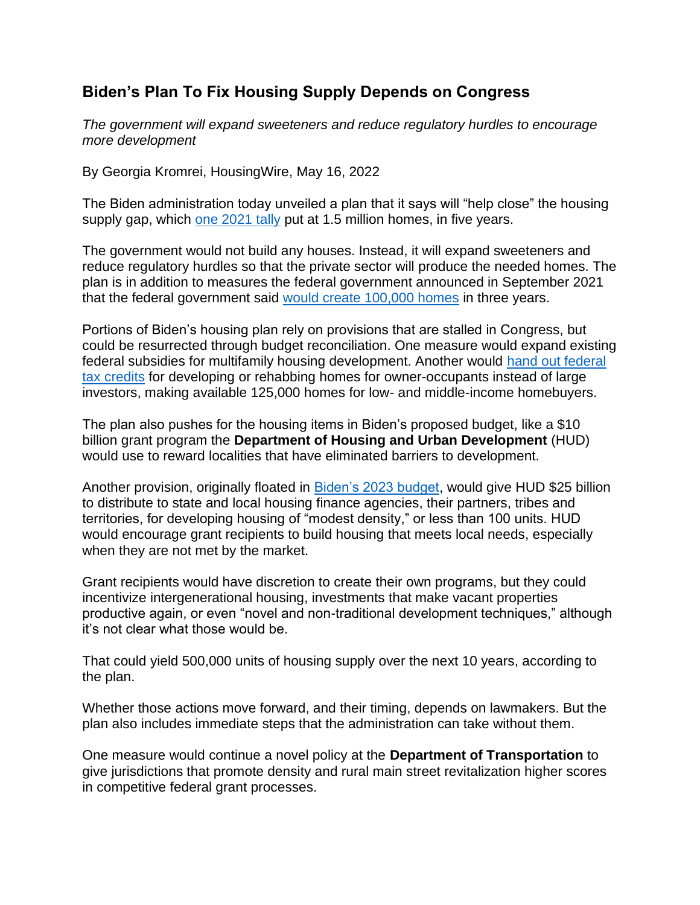## Biden's Plan To Fix Housing Supply Depends on Congress

*The government will expand sweeteners and reduce regulatory hurdles to encourage more development*

By Georgia Kromrei, HousingWire, May 16, 2022

The Biden administration today unveiled a plan that it says will "help close" the housing supply gap, which one 2021 tally put at 1.5 million homes, in five years.

The government would not build any houses. Instead, it will expand sweeteners and reduce regulatory hurdles so that the private sector will produce the needed homes. The plan is in addition to measures the federal government announced in September 2021 that the federal government said would create 100,000 homes in three years.

Portions of Biden's housing plan rely on provisions that are stalled in Congress, but could be resurrected through budget reconciliation. One measure would expand existing federal subsidies for multifamily housing development. Another would hand out federal tax credits for developing or rehabbing homes for owner-occupants instead of large investors, making available 125,000 homes for low- and middle-income homebuyers.

The plan also pushes for the housing items in Biden's proposed budget, like a $10 billion grant program the **Department of Housing and Urban Development** (HUD) would use to reward localities that have eliminated barriers to development.

Another provision, originally floated in Biden's 2023 budget, would give HUD $25 billion to distribute to state and local housing finance agencies, their partners, tribes and territories, for developing housing of "modest density," or less than 100 units. HUD would encourage grant recipients to build housing that meets local needs, especially when they are not met by the market.

Grant recipients would have discretion to create their own programs, but they could incentivize intergenerational housing, investments that make vacant properties productive again, or even "novel and non-traditional development techniques," although it's not clear what those would be.

That could yield 500,000 units of housing supply over the next 10 years, according to the plan.

Whether those actions move forward, and their timing, depends on lawmakers. But the plan also includes immediate steps that the administration can take without them.

One measure would continue a novel policy at the **Department of Transportation** to give jurisdictions that promote density and rural main street revitalization higher scores in competitive federal grant processes.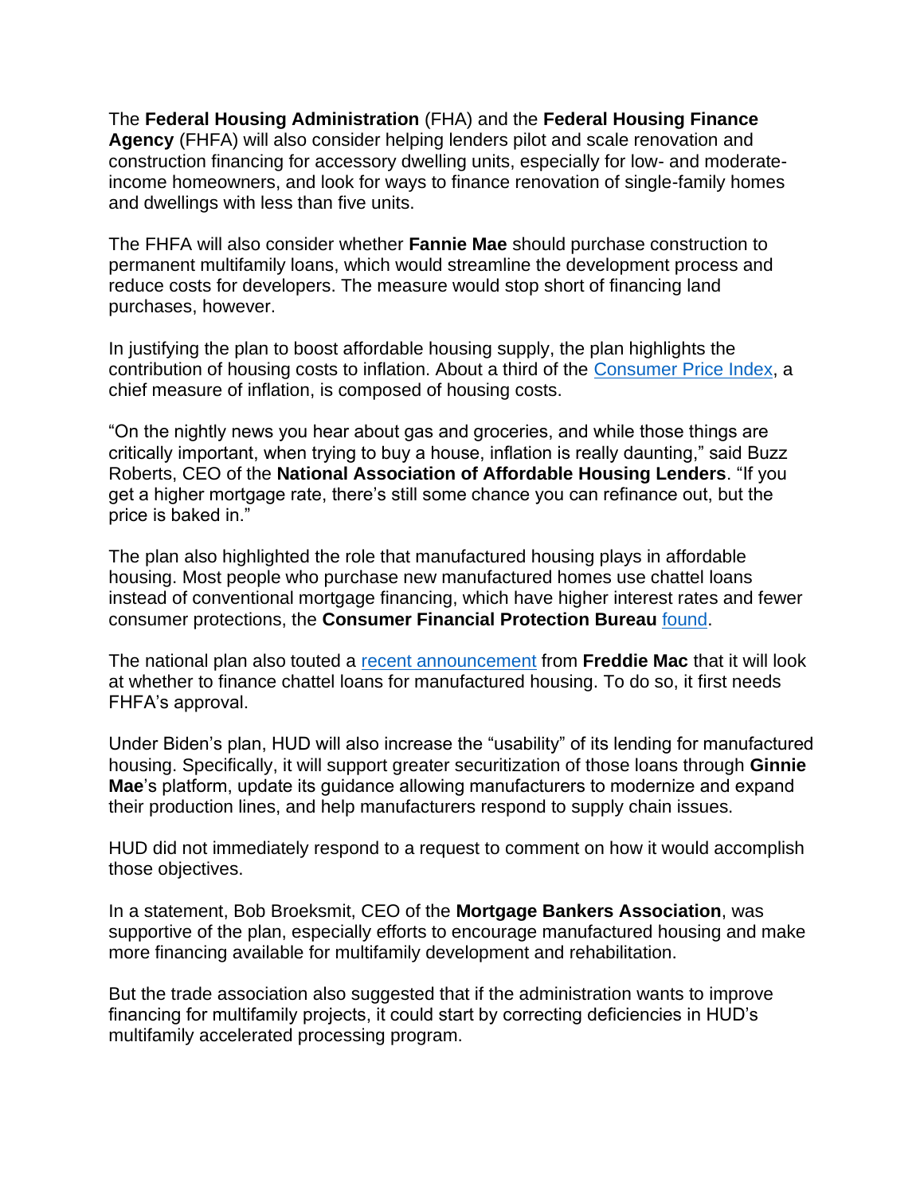The **Federal Housing Administration** (FHA) and the **Federal Housing Finance Agency** (FHFA) will also consider helping lenders pilot and scale renovation and construction financing for accessory dwelling units, especially for low- and moderate-income homeowners, and look for ways to finance renovation of single-family homes and dwellings with less than five units.

The FHFA will also consider whether **Fannie Mae** should purchase construction to permanent multifamily loans, which would streamline the development process and reduce costs for developers. The measure would stop short of financing land purchases, however.

In justifying the plan to boost affordable housing supply, the plan highlights the contribution of housing costs to inflation. About a third of the Consumer Price Index, a chief measure of inflation, is composed of housing costs.

"On the nightly news you hear about gas and groceries, and while those things are critically important, when trying to buy a house, inflation is really daunting," said Buzz Roberts, CEO of the **National Association of Affordable Housing Lenders**. "If you get a higher mortgage rate, there's still some chance you can refinance out, but the price is baked in."

The plan also highlighted the role that manufactured housing plays in affordable housing. Most people who purchase new manufactured homes use chattel loans instead of conventional mortgage financing, which have higher interest rates and fewer consumer protections, the **Consumer Financial Protection Bureau** found.

The national plan also touted a recent announcement from **Freddie Mac** that it will look at whether to finance chattel loans for manufactured housing. To do so, it first needs FHFA's approval.

Under Biden's plan, HUD will also increase the "usability" of its lending for manufactured housing. Specifically, it will support greater securitization of those loans through **Ginnie Mae**'s platform, update its guidance allowing manufacturers to modernize and expand their production lines, and help manufacturers respond to supply chain issues.

HUD did not immediately respond to a request to comment on how it would accomplish those objectives.

In a statement, Bob Broeksmit, CEO of the **Mortgage Bankers Association**, was supportive of the plan, especially efforts to encourage manufactured housing and make more financing available for multifamily development and rehabilitation.

But the trade association also suggested that if the administration wants to improve financing for multifamily projects, it could start by correcting deficiencies in HUD's multifamily accelerated processing program.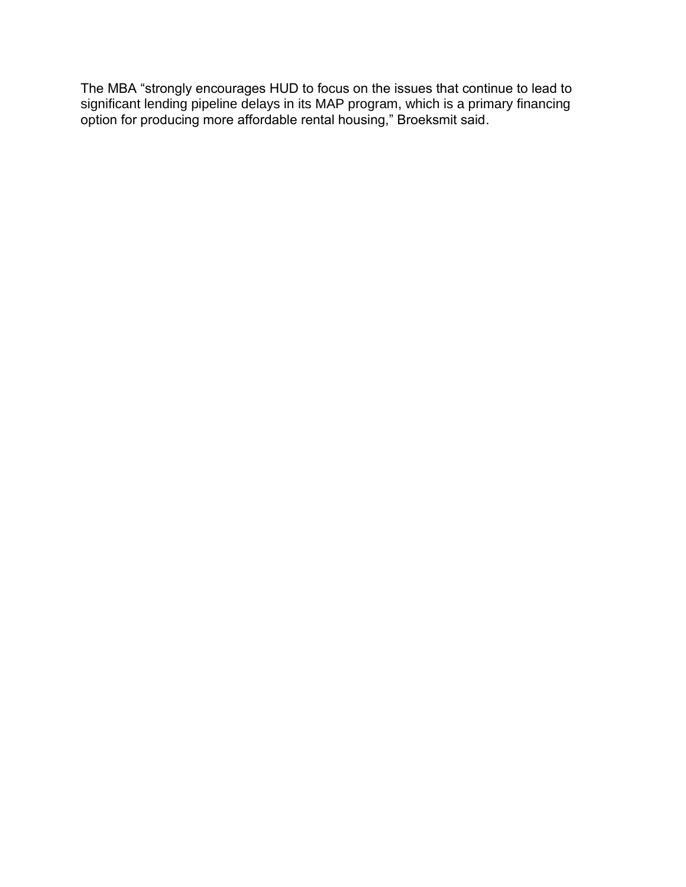The MBA "strongly encourages HUD to focus on the issues that continue to lead to significant lending pipeline delays in its MAP program, which is a primary financing option for producing more affordable rental housing," Broeksmit said.